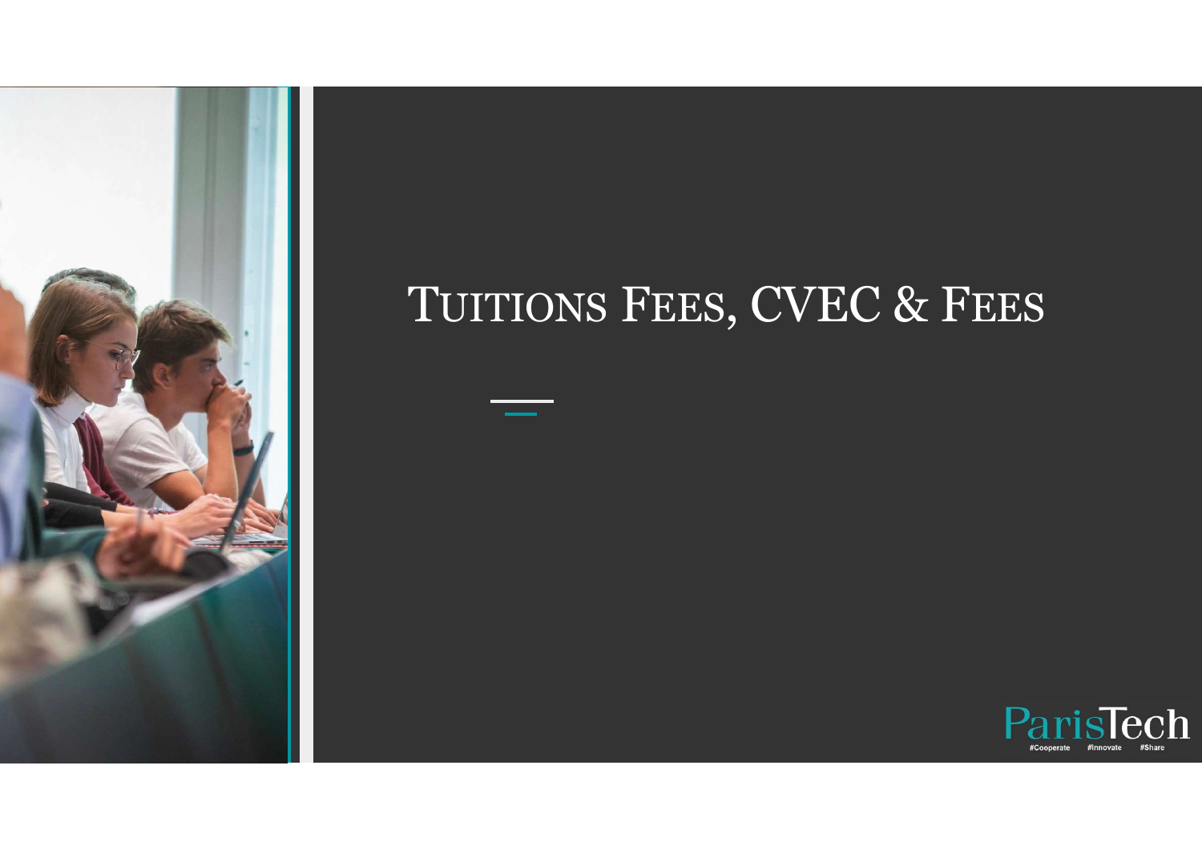# Tuitions Fees, CVEC & Fees

ParisTech

#Cooperate #Innovate #Share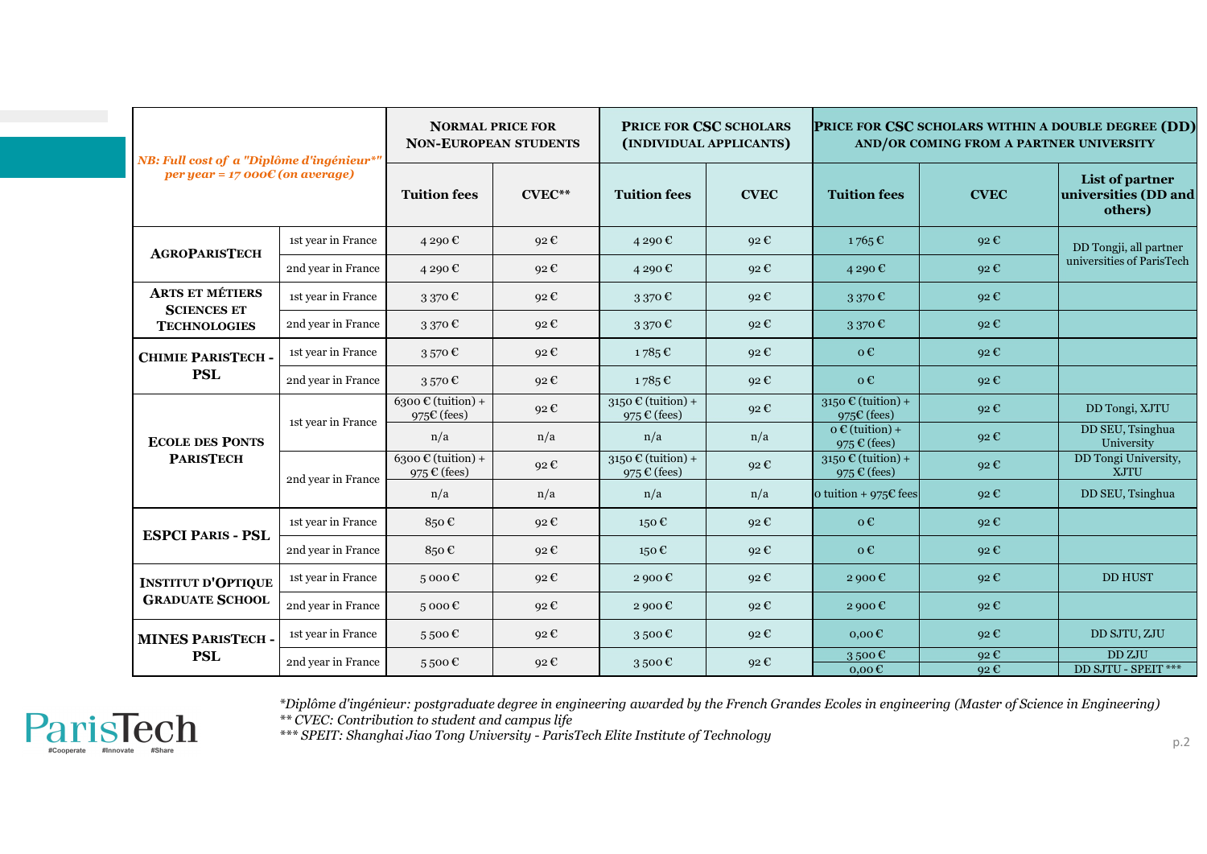| *NB: Full cost of a "Diplôme d'ingénieur*" per year = 17 000€ (on average)* | | NORMAL PRICE FOR NON-EUROPEAN STUDENTS | | PRICE FOR CSC SCHOLARS (INDIVIDUAL APPLICANTS) | | PRICE FOR CSC SCHOLARS WITHIN A DOUBLE DEGREE (DD) AND/OR COMING FROM A PARTNER UNIVERSITY | | |
|---|---|---|---|---|---|---|---|---|
| | | **Tuition fees** | **CVEC**** | **Tuition fees** | **CVEC** | **Tuition fees** | **CVEC** | **List of partner universities (DD and others)** |
| **AGROPARISTECH** | 1st year in France | 4 290 € | 92 € | 4 290 € | 92 € | 1 765 € | 92 € | DD Tongji, all partner universities of ParisTech |
| | 2nd year in France | 4 290 € | 92 € | 4 290 € | 92 € | 4 290 € | 92 € | |
| **ARTS ET MÉTIERS SCIENCES ET TECHNOLOGIES** | 1st year in France | 3 370 € | 92 € | 3 370 € | 92 € | 3 370 € | 92 € | |
| | 2nd year in France | 3 370 € | 92 € | 3 370 € | 92 € | 3 370 € | 92 € | |
| **CHIMIE PARISTECH - PSL** | 1st year in France | 3 570 € | 92 € | 1 785 € | 92 € | 0 € | 92 € | |
| | 2nd year in France | 3 570 € | 92 € | 1 785 € | 92 € | 0 € | 92 € | |
| **ECOLE DES PONTS PARISTECH** | 1st year in France | 6300 € (tuition) + 975€ (fees) | 92 € | 3150 € (tuition) + 975 € (fees) | 92 € | 3150 € (tuition) + 975€ (fees) | 92 € | DD Tongi, XJTU |
| | | n/a | n/a | n/a | n/a | 0 € (tuition) + 975 € (fees) | 92 € | DD SEU, Tsinghua University |
| | 2nd year in France | 6300 € (tuition) + 975 € (fees) | 92 € | 3150 € (tuition) + 975 € (fees) | 92 € | 3150 € (tuition) + 975 € (fees) | 92 € | DD Tongi University, XJTU |
| | | n/a | n/a | n/a | n/a | 0 tuition + 975€ fees | 92 € | DD SEU, Tsinghua |
| **ESPCI PARIS - PSL** | 1st year in France | 850 € | 92 € | 150 € | 92 € | 0 € | 92 € | |
| | 2nd year in France | 850 € | 92 € | 150 € | 92 € | 0 € | 92 € | |
| **INSTITUT D'OPTIQUE GRADUATE SCHOOL** | 1st year in France | 5 000 € | 92 € | 2 900 € | 92 € | 2 900 € | 92 € | DD HUST |
| | 2nd year in France | 5 000 € | 92 € | 2 900 € | 92 € | 2 900 € | 92 € | |
| **MINES PARISTECH - PSL** | 1st year in France | 5 500 € | 92 € | 3 500 € | 92 € | 0,00 € | 92 € | DD SJTU, ZJU |
| | 2nd year in France | 5 500 € | 92 € | 3 500 € | 92 € | 3 500 € | 92 € | DD ZJU |
| | | | | | | 0,00 € | 92 € | DD SJTU - SPEIT *** |

*Diplôme d'ingénieur: postgraduate degree in engineering awarded by the French Grandes Ecoles in engineering (Master of Science in Engineering)*
*** CVEC: Contribution to student and campus life*
**** SPEIT: Shanghai Jiao Tong University - ParisTech Elite Institute of Technology*

ParisTech #Cooperate #Innovate #Share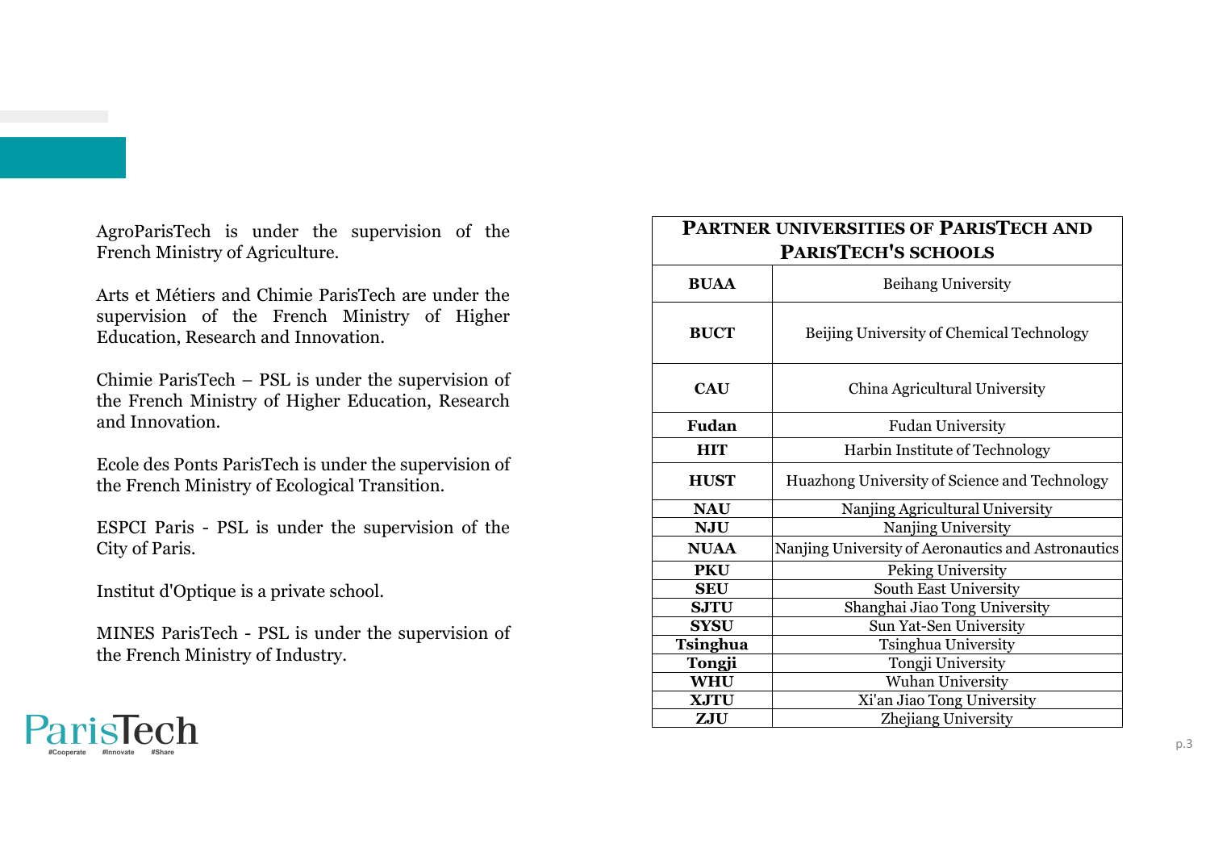AgroParisTech is under the supervision of the French Ministry of Agriculture.

Arts et Métiers and Chimie ParisTech are under the supervision of the French Ministry of Higher Education, Research and Innovation.

Chimie ParisTech – PSL is under the supervision of the French Ministry of Higher Education, Research and Innovation.

Ecole des Ponts ParisTech is under the supervision of the French Ministry of Ecological Transition.

ESPCI Paris - PSL is under the supervision of the City of Paris.

Institut d'Optique is a private school.

MINES ParisTech - PSL is under the supervision of the French Ministry of Industry.

| **PARTNER UNIVERSITIES OF PARISTECH AND PARISTECH'S SCHOOLS** | |
|---|---|
| **BUAA** | Beihang University |
| **BUCT** | Beijing University of Chemical Technology |
| **CAU** | China Agricultural University |
| **Fudan** | Fudan University |
| **HIT** | Harbin Institute of Technology |
| **HUST** | Huazhong University of Science and Technology |
| **NAU** | Nanjing Agricultural University |
| **NJU** | Nanjing University |
| **NUAA** | Nanjing University of Aeronautics and Astronautics |
| **PKU** | Peking University |
| **SEU** | South East University |
| **SJTU** | Shanghai Jiao Tong University |
| **SYSU** | Sun Yat-Sen University |
| **Tsinghua** | Tsinghua University |
| **Tongji** | Tongji University |
| **WHU** | Wuhan University |
| **XJTU** | Xi'an Jiao Tong University |
| **ZJU** | Zhejiang University |

ParisTech
#Cooperate #Innovate #Share